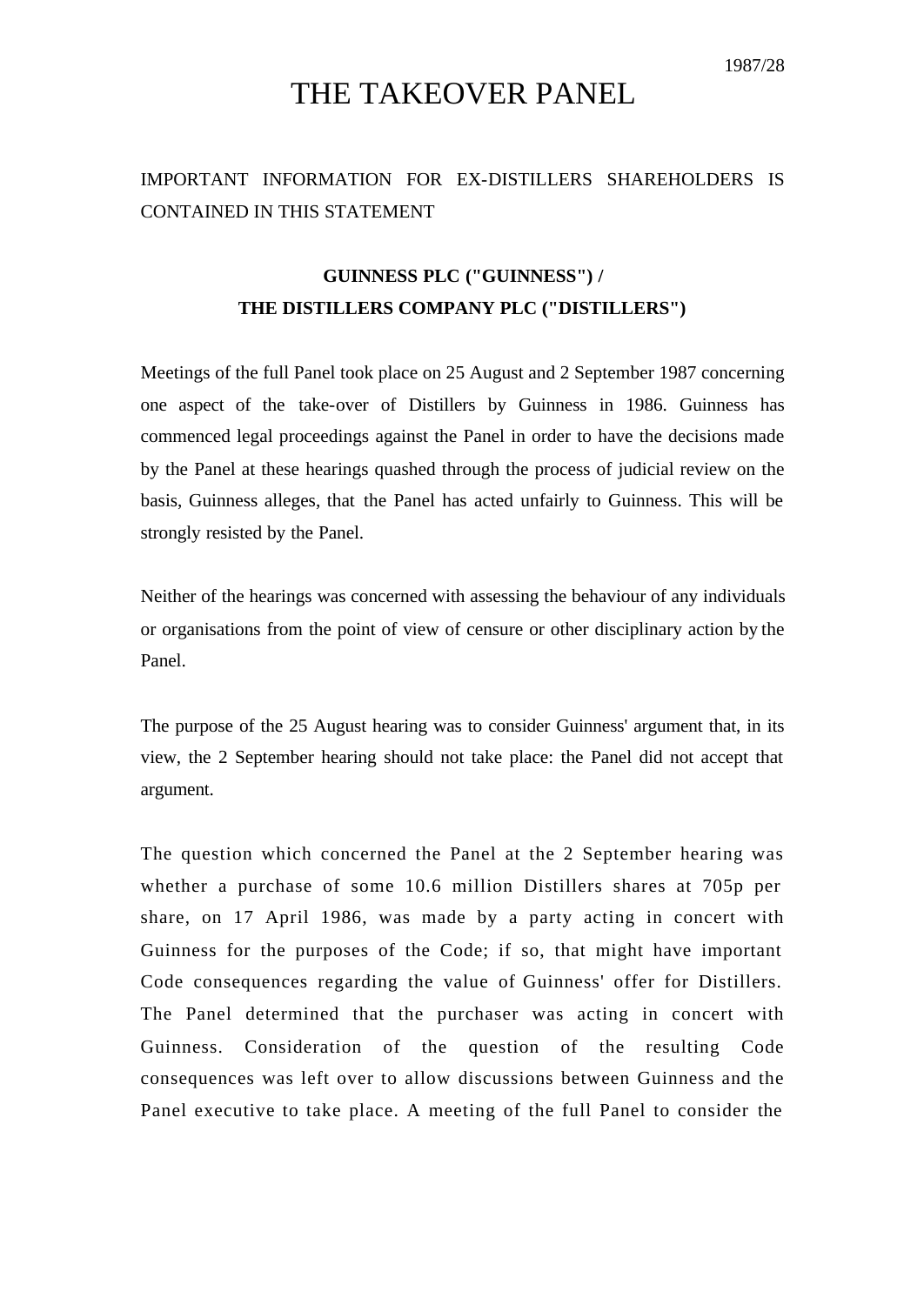1987/28

# THE TAKEOVER PANEL

IMPORTANT INFORMATION FOR EX-DISTILLERS SHAREHOLDERS IS CONTAINED IN THIS STATEMENT

**GUINNESS PLC ("GUINNESS") /**
**THE DISTILLERS COMPANY PLC ("DISTILLERS")**

Meetings of the full Panel took place on 25 August and 2 September 1987 concerning one aspect of the take-over of Distillers by Guinness in 1986. Guinness has commenced legal proceedings against the Panel in order to have the decisions made by the Panel at these hearings quashed through the process of judicial review on the basis, Guinness alleges, that the Panel has acted unfairly to Guinness. This will be strongly resisted by the Panel.

Neither of the hearings was concerned with assessing the behaviour of any individuals or organisations from the point of view of censure or other disciplinary action by the Panel.

The purpose of the 25 August hearing was to consider Guinness' argument that, in its view, the 2 September hearing should not take place: the Panel did not accept that argument.

The question which concerned the Panel at the 2 September hearing was whether a purchase of some 10.6 million Distillers shares at 705p per share, on 17 April 1986, was made by a party acting in concert with Guinness for the purposes of the Code; if so, that might have important Code consequences regarding the value of Guinness' offer for Distillers. The Panel determined that the purchaser was acting in concert with Guinness. Consideration of the question of the resulting Code consequences was left over to allow discussions between Guinness and the Panel executive to take place. A meeting of the full Panel to consider the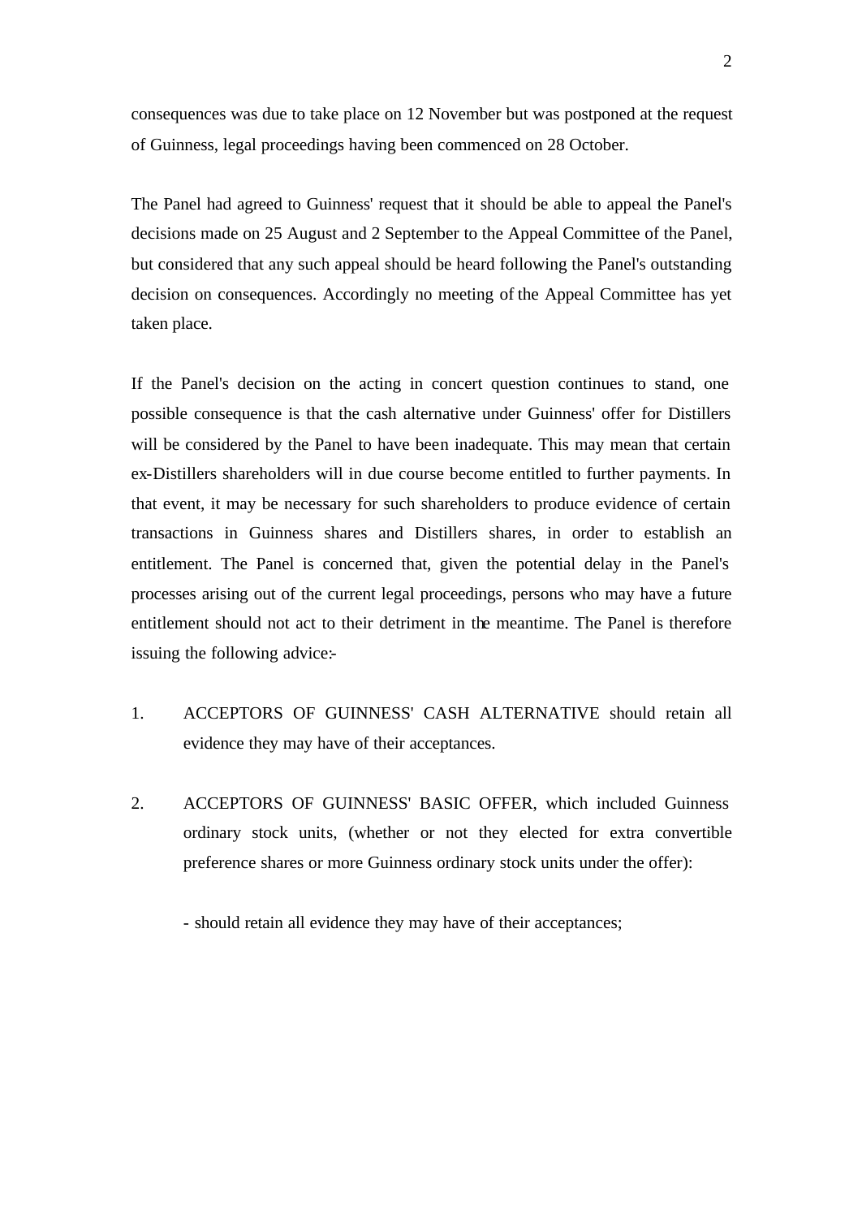consequences was due to take place on 12 November but was postponed at the request of Guinness, legal proceedings having been commenced on 28 October.

The Panel had agreed to Guinness' request that it should be able to appeal the Panel's decisions made on 25 August and 2 September to the Appeal Committee of the Panel, but considered that any such appeal should be heard following the Panel's outstanding decision on consequences. Accordingly no meeting of the Appeal Committee has yet taken place.

If the Panel's decision on the acting in concert question continues to stand, one possible consequence is that the cash alternative under Guinness' offer for Distillers will be considered by the Panel to have been inadequate. This may mean that certain ex-Distillers shareholders will in due course become entitled to further payments. In that event, it may be necessary for such shareholders to produce evidence of certain transactions in Guinness shares and Distillers shares, in order to establish an entitlement. The Panel is concerned that, given the potential delay in the Panel's processes arising out of the current legal proceedings, persons who may have a future entitlement should not act to their detriment in the meantime. The Panel is therefore issuing the following advice:-

1. ACCEPTORS OF GUINNESS' CASH ALTERNATIVE should retain all evidence they may have of their acceptances.

2. ACCEPTORS OF GUINNESS' BASIC OFFER, which included Guinness ordinary stock units, (whether or not they elected for extra convertible preference shares or more Guinness ordinary stock units under the offer):

   - should retain all evidence they may have of their acceptances;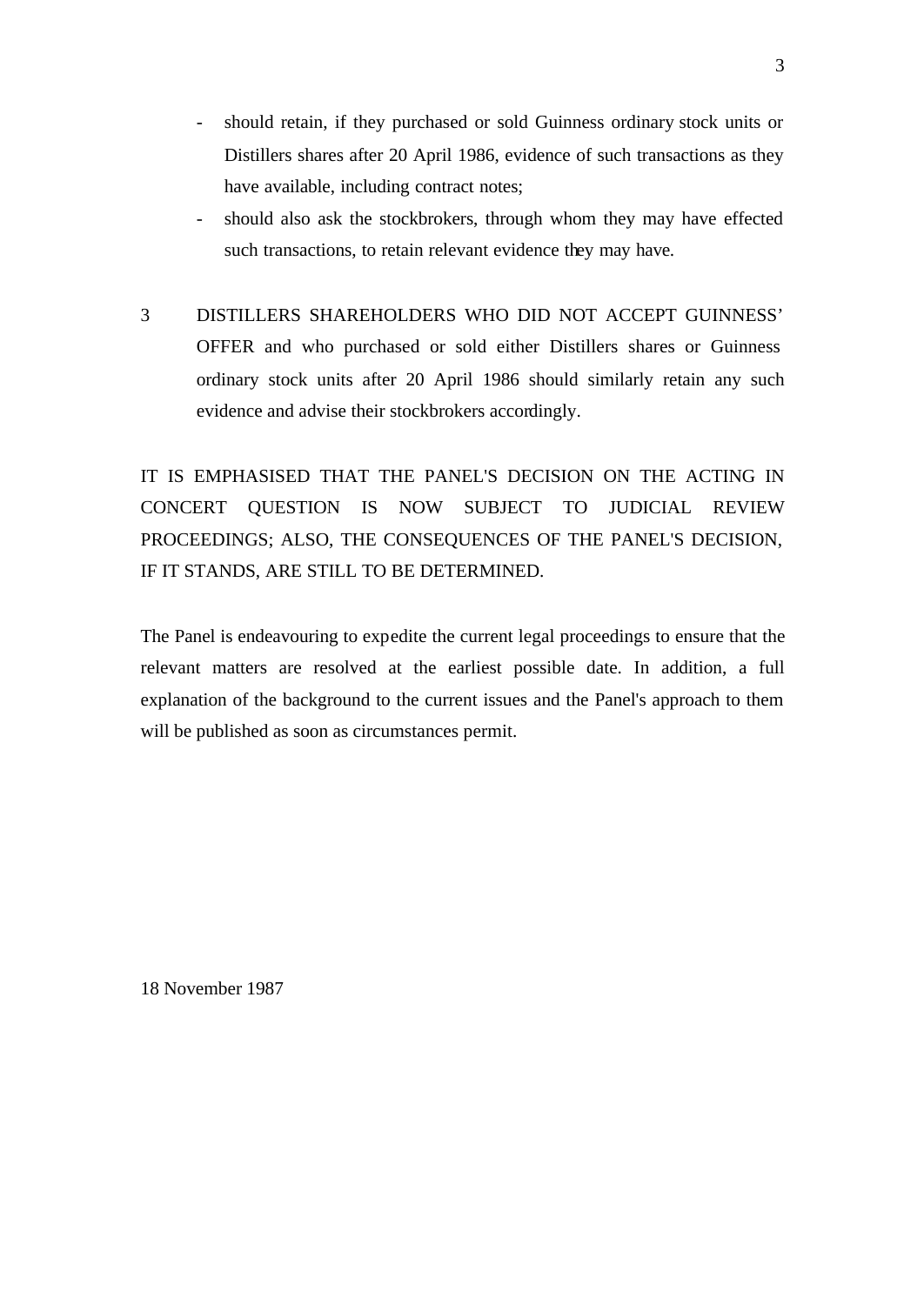- should retain, if they purchased or sold Guinness ordinary stock units or Distillers shares after 20 April 1986, evidence of such transactions as they have available, including contract notes;
- should also ask the stockbrokers, through whom they may have effected such transactions, to retain relevant evidence they may have.

3 DISTILLERS SHAREHOLDERS WHO DID NOT ACCEPT GUINNESS' OFFER and who purchased or sold either Distillers shares or Guinness ordinary stock units after 20 April 1986 should similarly retain any such evidence and advise their stockbrokers accordingly.

IT IS EMPHASISED THAT THE PANEL'S DECISION ON THE ACTING IN CONCERT QUESTION IS NOW SUBJECT TO JUDICIAL REVIEW PROCEEDINGS; ALSO, THE CONSEQUENCES OF THE PANEL'S DECISION, IF IT STANDS, ARE STILL TO BE DETERMINED.

The Panel is endeavouring to expedite the current legal proceedings to ensure that the relevant matters are resolved at the earliest possible date. In addition, a full explanation of the background to the current issues and the Panel's approach to them will be published as soon as circumstances permit.

18 November 1987